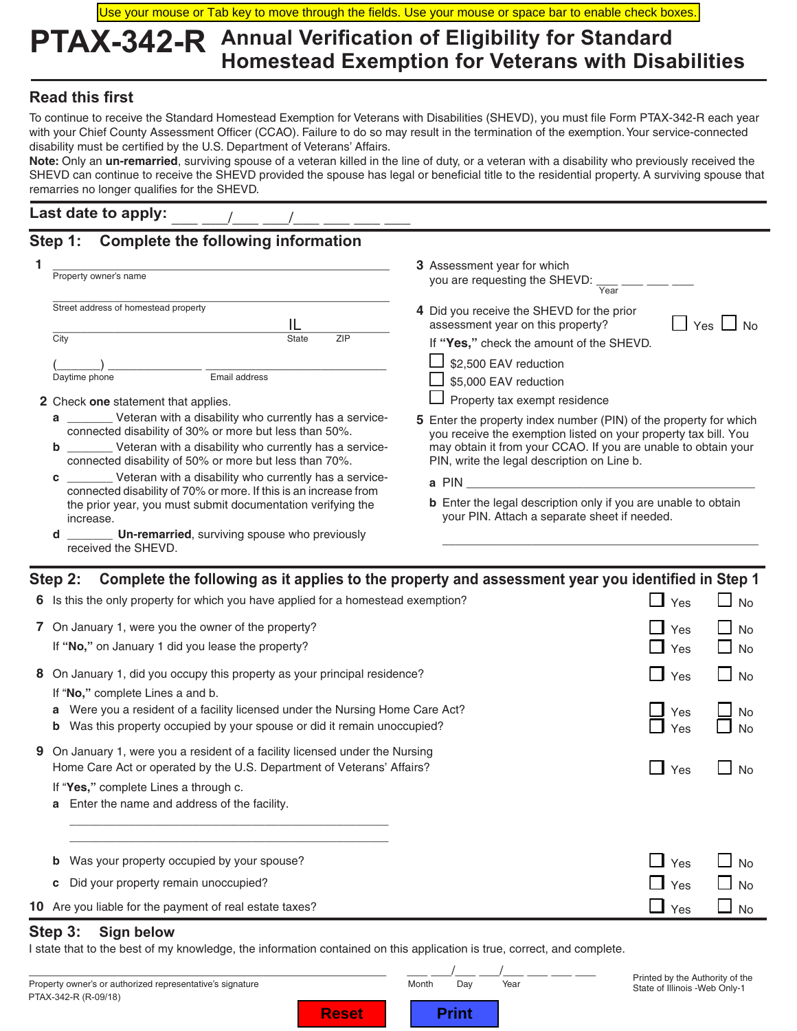Use your mouse or Tab key to move through the fields. Use your mouse or space bar to enable check boxes.

# PTAX-342-R Annual Verification of Eligibility for Standard Homestead Exemption for Veterans with Disabilities

## Read this first

To continue to receive the Standard Homestead Exemption for Veterans with Disabilities (SHEVD), you must file Form PTAX-342-R each year with your Chief County Assessment Officer (CCAO). Failure to do so may result in the termination of the exemption. Your service-connected disability must be certified by the U.S. Department of Veterans' Affairs.

**Note:** Only an **un-remarried**, surviving spouse of a veteran killed in the line of duty, or a veteran with a disability who previously received the SHEVD can continue to receive the SHEVD provided the spouse has legal or beneficial title to the residential property. A surviving spouse that remarries no longer qualifies for the SHEVD.

**Last date to apply:** ___ ___/___ ___/___ ___ ___ ___

## Step 1: Complete the following information

**1** ______________________________
Property owner's name

______________________________
Street address of homestead property

______________________________ IL ________
City State ZIP

(_______) ____________ ____________________
Daytime phone Email address

**2** Check **one** statement that applies.

- **a** _______ Veteran with a disability who currently has a service-connected disability of 30% or more but less than 50%.
- **b** _______ Veteran with a disability who currently has a service-connected disability of 50% or more but less than 70%.
- **c** _______ Veteran with a disability who currently has a service-connected disability of 70% or more. If this is an increase from the prior year, you must submit documentation verifying the increase.
- **d** _______ **Un-remarried**, surviving spouse who previously received the SHEVD.

**3** Assessment year for which you are requesting the SHEVD: ___ ___ ___ ___
Year

**4** Did you receive the SHEVD for the prior assessment year on this property? ☐ Yes ☐ No

If **"Yes,"** check the amount of the SHEVD.

- ☐ $2,500 EAV reduction
- ☐ $5,000 EAV reduction
- ☐ Property tax exempt residence

**5** Enter the property index number (PIN) of the property for which you receive the exemption listed on your property tax bill. You may obtain it from your CCAO. If you are unable to obtain your PIN, write the legal description on Line b.

- **a** PIN ______________________________
- **b** Enter the legal description only if you are unable to obtain your PIN. Attach a separate sheet if needed.

______________________________

## Step 2: Complete the following as it applies to the property and assessment year you identified in Step 1

**6** Is this the only property for which you have applied for a homestead exemption? ☐ Yes ☐ No

**7** On January 1, were you the owner of the property? ☐ Yes ☐ No

If **"No,"** on January 1 did you lease the property? ☐ Yes ☐ No

**8** On January 1, did you occupy this property as your principal residence? ☐ Yes ☐ No

If "**No,**" complete Lines a and b.

- **a** Were you a resident of a facility licensed under the Nursing Home Care Act? ☐ Yes ☐ No
- **b** Was this property occupied by your spouse or did it remain unoccupied? ☐ Yes ☐ No

**9** On January 1, were you a resident of a facility licensed under the Nursing Home Care Act or operated by the U.S. Department of Veterans' Affairs? ☐ Yes ☐ No

If "**Yes,**" complete Lines a through c.

- **a** Enter the name and address of the facility.

  ______________________________

  ______________________________

- **b** Was your property occupied by your spouse? ☐ Yes ☐ No
- **c** Did your property remain unoccupied? ☐ Yes ☐ No

**10** Are you liable for the payment of real estate taxes? ☐ Yes ☐ No

## Step 3: Sign below

I state that to the best of my knowledge, the information contained on this application is true, correct, and complete.

______________________________ ___ ___/___ ___/___ ___ ___ ___
Property owner's or authorized representative's signature Month Day Year

PTAX-342-R (R-09/18)

Printed by the Authority of the State of Illinois -Web Only-1

Reset Print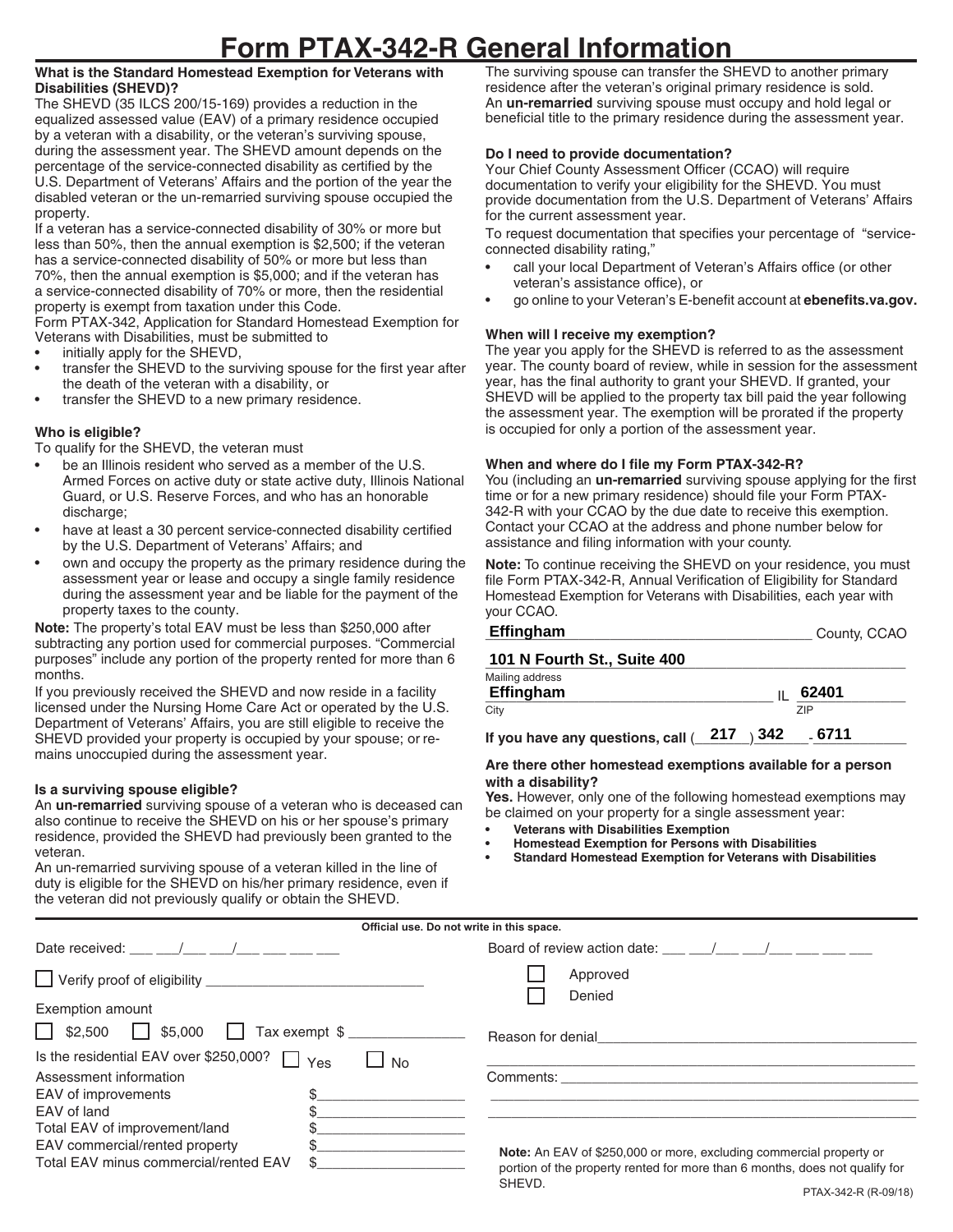# Form PTAX-342-R General Information

**What is the Standard Homestead Exemption for Veterans with Disabilities (SHEVD)?**

The SHEVD (35 ILCS 200/15-169) provides a reduction in the equalized assessed value (EAV) of a primary residence occupied by a veteran with a disability, or the veteran's surviving spouse, during the assessment year. The SHEVD amount depends on the percentage of the service-connected disability as certified by the U.S. Department of Veterans' Affairs and the portion of the year the disabled veteran or the un-remarried surviving spouse occupied the property.

If a veteran has a service-connected disability of 30% or more but less than 50%, then the annual exemption is $2,500; if the veteran has a service-connected disability of 50% or more but less than 70%, then the annual exemption is $5,000; and if the veteran has a service-connected disability of 70% or more, then the residential property is exempt from taxation under this Code.

Form PTAX-342, Application for Standard Homestead Exemption for Veterans with Disabilities, must be submitted to

- initially apply for the SHEVD,
- transfer the SHEVD to the surviving spouse for the first year after the death of the veteran with a disability, or
- transfer the SHEVD to a new primary residence.

**Who is eligible?**

To qualify for the SHEVD, the veteran must

- be an Illinois resident who served as a member of the U.S. Armed Forces on active duty or state active duty, Illinois National Guard, or U.S. Reserve Forces, and who has an honorable discharge;
- have at least a 30 percent service-connected disability certified by the U.S. Department of Veterans' Affairs; and
- own and occupy the property as the primary residence during the assessment year or lease and occupy a single family residence during the assessment year and be liable for the payment of the property taxes to the county.

**Note:** The property's total EAV must be less than $250,000 after subtracting any portion used for commercial purposes. "Commercial purposes" include any portion of the property rented for more than 6 months.

If you previously received the SHEVD and now reside in a facility licensed under the Nursing Home Care Act or operated by the U.S. Department of Veterans' Affairs, you are still eligible to receive the SHEVD provided your property is occupied by your spouse; or remains unoccupied during the assessment year.

**Is a surviving spouse eligible?**

An **un-remarried** surviving spouse of a veteran who is deceased can also continue to receive the SHEVD on his or her spouse's primary residence, provided the SHEVD had previously been granted to the veteran.

An un-remarried surviving spouse of a veteran killed in the line of duty is eligible for the SHEVD on his/her primary residence, even if the veteran did not previously qualify or obtain the SHEVD.

The surviving spouse can transfer the SHEVD to another primary residence after the veteran's original primary residence is sold.

An **un-remarried** surviving spouse must occupy and hold legal or beneficial title to the primary residence during the assessment year.

**Do I need to provide documentation?**

Your Chief County Assessment Officer (CCAO) will require documentation to verify your eligibility for the SHEVD. You must provide documentation from the U.S. Department of Veterans' Affairs for the current assessment year.

To request documentation that specifies your percentage of "service-connected disability rating,"

- call your local Department of Veteran's Affairs office (or other veteran's assistance office), or
- go online to your Veteran's E-benefit account at **ebenefits.va.gov.**

**When will I receive my exemption?**

The year you apply for the SHEVD is referred to as the assessment year. The county board of review, while in session for the assessment year, has the final authority to grant your SHEVD. If granted, your SHEVD will be applied to the property tax bill paid the year following the assessment year. The exemption will be prorated if the property is occupied for only a portion of the assessment year.

**When and where do I file my Form PTAX-342-R?**

You (including an **un-remarried** surviving spouse applying for the first time or for a new primary residence) should file your Form PTAX-342-R with your CCAO by the due date to receive this exemption. Contact your CCAO at the address and phone number below for assistance and filing information with your county.

**Note:** To continue receiving the SHEVD on your residence, you must file Form PTAX-342-R, Annual Verification of Eligibility for Standard Homestead Exemption for Veterans with Disabilities, each year with your CCAO.

Effingham County, CCAO

101 N Fourth St., Suite 400
Mailing address

Effingham IL 62401
City ZIP

If you have any questions, call (217) 342-6711

**Are there other homestead exemptions available for a person with a disability?**

**Yes.** However, only one of the following homestead exemptions may be claimed on your property for a single assessment year:

- **Veterans with Disabilities Exemption**
- **Homestead Exemption for Persons with Disabilities**
- **Standard Homestead Exemption for Veterans with Disabilities**

**Official use. Do not write in this space.**

Date received: ___ ___/___ ___/___ ___ ___ ___

☐ Verify proof of eligibility ___________________________

Exemption amount

☐ $2,500 ☐ $5,000 ☐ Tax exempt $ _______________

Is the residential EAV over $250,000? ☐ Yes ☐ No

Assessment information

| | |
|---|---|
| EAV of improvements | $__________________ |
| EAV of land | $__________________ |
| Total EAV of improvement/land | $__________________ |
| EAV commercial/rented property | $__________________ |
| Total EAV minus commercial/rented EAV | $__________________ |

Board of review action date: ___ ___/___ ___/___ ___ ___ ___

☐ Approved

☐ Denied

Reason for denial_________________________________________

_____________________________________________________

Comments: ____________________________________________

_____________________________________________________

_____________________________________________________

**Note:** An EAV of $250,000 or more, excluding commercial property or portion of the property rented for more than 6 months, does not qualify for SHEVD.

PTAX-342-R (R-09/18)